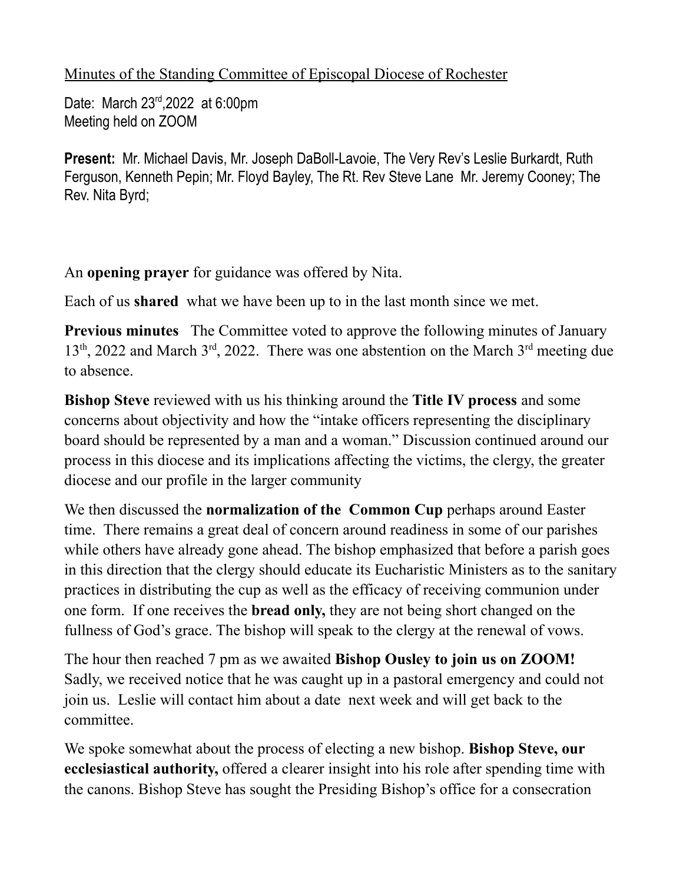<u>Minutes of the Standing Committee of Episcopal Diocese of Rochester</u>

Date: March 23rd,2022 at 6:00pm
Meeting held on ZOOM

**Present:** Mr. Michael Davis, Mr. Joseph DaBoll-Lavoie, The Very Rev's Leslie Burkardt, Ruth Ferguson, Kenneth Pepin; Mr. Floyd Bayley, The Rt. Rev Steve Lane Mr. Jeremy Cooney; The Rev. Nita Byrd;

An **opening prayer** for guidance was offered by Nita.

Each of us **shared** what we have been up to in the last month since we met.

**Previous minutes** The Committee voted to approve the following minutes of January 13th, 2022 and March 3rd, 2022. There was one abstention on the March 3rd meeting due to absence.

**Bishop Steve** reviewed with us his thinking around the **Title IV process** and some concerns about objectivity and how the "intake officers representing the disciplinary board should be represented by a man and a woman." Discussion continued around our process in this diocese and its implications affecting the victims, the clergy, the greater diocese and our profile in the larger community

We then discussed the **normalization of the Common Cup** perhaps around Easter time. There remains a great deal of concern around readiness in some of our parishes while others have already gone ahead. The bishop emphasized that before a parish goes in this direction that the clergy should educate its Eucharistic Ministers as to the sanitary practices in distributing the cup as well as the efficacy of receiving communion under one form. If one receives the **bread only,** they are not being short changed on the fullness of God's grace. The bishop will speak to the clergy at the renewal of vows.

The hour then reached 7 pm as we awaited **Bishop Ousley to join us on ZOOM!** Sadly, we received notice that he was caught up in a pastoral emergency and could not join us. Leslie will contact him about a date next week and will get back to the committee.

We spoke somewhat about the process of electing a new bishop. **Bishop Steve, our ecclesiastical authority,** offered a clearer insight into his role after spending time with the canons. Bishop Steve has sought the Presiding Bishop's office for a consecration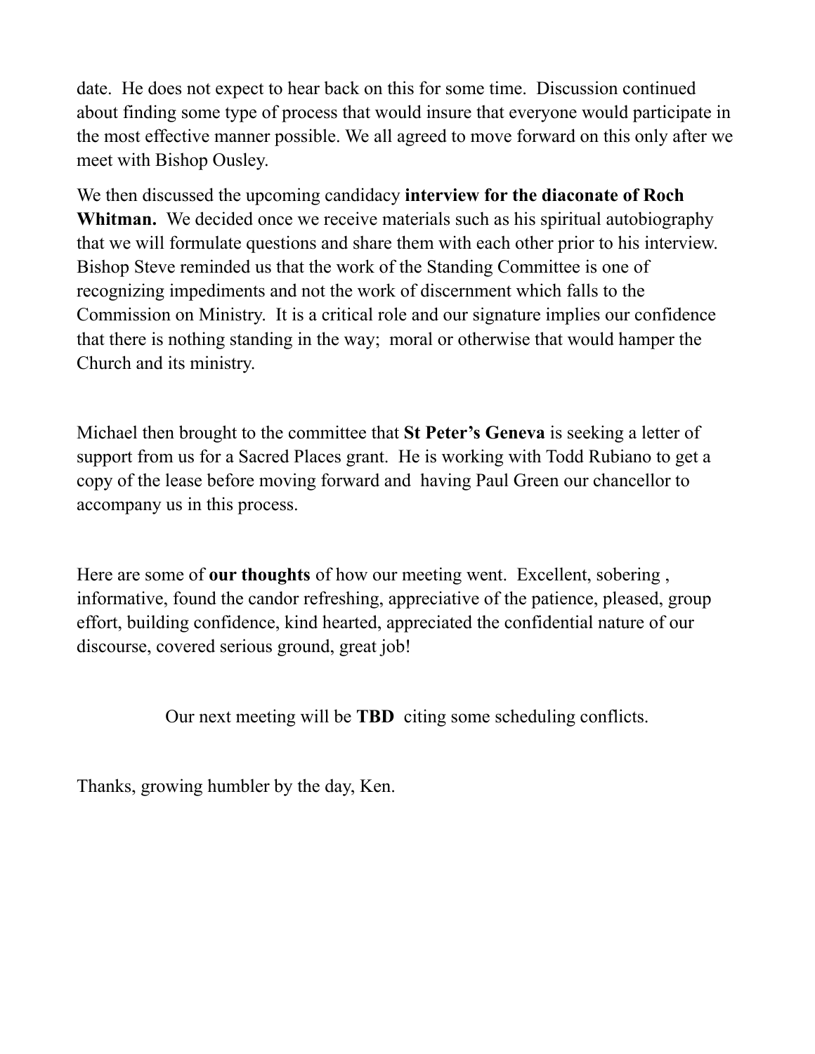date. He does not expect to hear back on this for some time. Discussion continued about finding some type of process that would insure that everyone would participate in the most effective manner possible. We all agreed to move forward on this only after we meet with Bishop Ousley.

We then discussed the upcoming candidacy **interview for the diaconate of Roch Whitman.** We decided once we receive materials such as his spiritual autobiography that we will formulate questions and share them with each other prior to his interview. Bishop Steve reminded us that the work of the Standing Committee is one of recognizing impediments and not the work of discernment which falls to the Commission on Ministry. It is a critical role and our signature implies our confidence that there is nothing standing in the way; moral or otherwise that would hamper the Church and its ministry.

Michael then brought to the committee that **St Peter's Geneva** is seeking a letter of support from us for a Sacred Places grant. He is working with Todd Rubiano to get a copy of the lease before moving forward and having Paul Green our chancellor to accompany us in this process.

Here are some of **our thoughts** of how our meeting went. Excellent, sobering , informative, found the candor refreshing, appreciative of the patience, pleased, group effort, building confidence, kind hearted, appreciated the confidential nature of our discourse, covered serious ground, great job!

Our next meeting will be **TBD** citing some scheduling conflicts.

Thanks, growing humbler by the day, Ken.